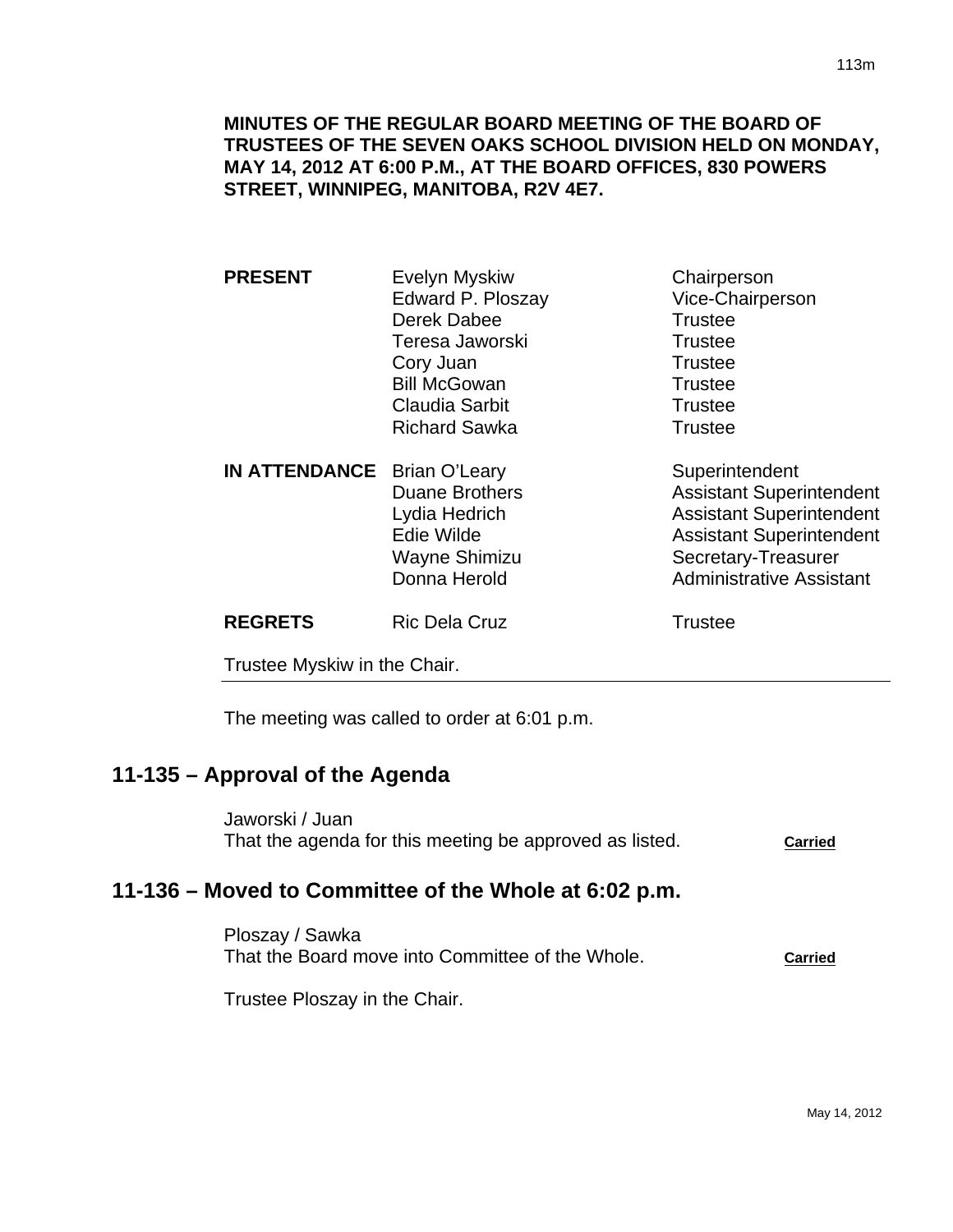**MINUTES OF THE REGULAR BOARD MEETING OF THE BOARD OF TRUSTEES OF THE SEVEN OAKS SCHOOL DIVISION HELD ON MONDAY, MAY 14, 2012 AT 6:00 P.M., AT THE BOARD OFFICES, 830 POWERS STREET, WINNIPEG, MANITOBA, R2V 4E7.**

| | | |
|---|---|---|
| **PRESENT** | Evelyn Myskiw | Chairperson |
| | Edward P. Ploszay | Vice-Chairperson |
| | Derek Dabee | Trustee |
| | Teresa Jaworski | Trustee |
| | Cory Juan | Trustee |
| | Bill McGowan | Trustee |
| | Claudia Sarbit | Trustee |
| | Richard Sawka | Trustee |
| **IN ATTENDANCE** | Brian O'Leary | Superintendent |
| | Duane Brothers | Assistant Superintendent |
| | Lydia Hedrich | Assistant Superintendent |
| | Edie Wilde | Assistant Superintendent |
| | Wayne Shimizu | Secretary-Treasurer |
| | Donna Herold | Administrative Assistant |
| **REGRETS** | Ric Dela Cruz | Trustee |

Trustee Myskiw in the Chair.

---

The meeting was called to order at 6:01 p.m.

## 11-135 – Approval of the Agenda

Jaworski / Juan
That the agenda for this meeting be approved as listed. **Carried**

## 11-136 – Moved to Committee of the Whole at 6:02 p.m.

Ploszay / Sawka
That the Board move into Committee of the Whole. **Carried**

Trustee Ploszay in the Chair.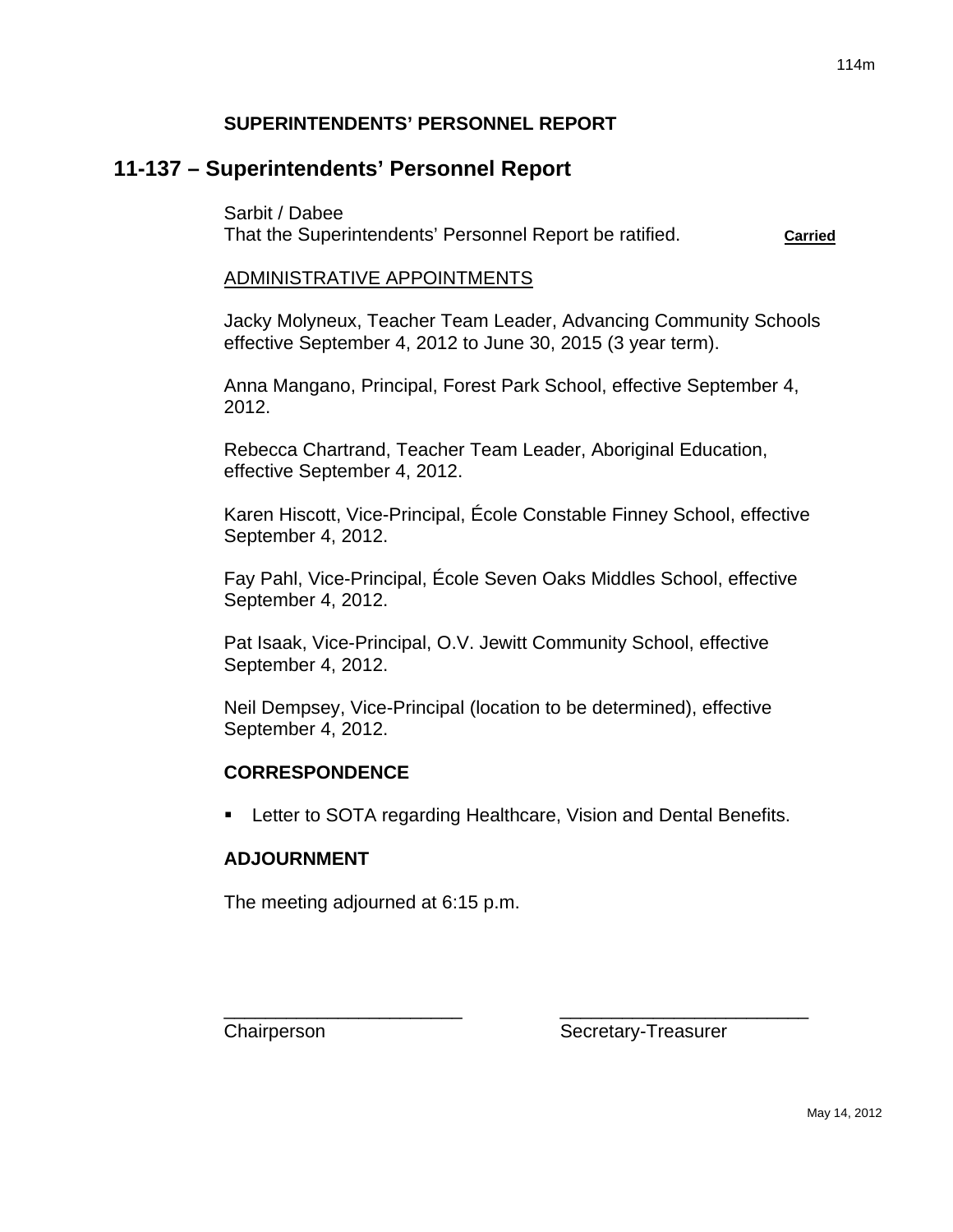## SUPERINTENDENTS' PERSONNEL REPORT

## 11-137 – Superintendents' Personnel Report

Sarbit / Dabee
That the Superintendents' Personnel Report be ratified. **Carried**

ADMINISTRATIVE APPOINTMENTS

Jacky Molyneux, Teacher Team Leader, Advancing Community Schools effective September 4, 2012 to June 30, 2015 (3 year term).

Anna Mangano, Principal, Forest Park School, effective September 4, 2012.

Rebecca Chartrand, Teacher Team Leader, Aboriginal Education, effective September 4, 2012.

Karen Hiscott, Vice-Principal, École Constable Finney School, effective September 4, 2012.

Fay Pahl, Vice-Principal, École Seven Oaks Middles School, effective September 4, 2012.

Pat Isaak, Vice-Principal, O.V. Jewitt Community School, effective September 4, 2012.

Neil Dempsey, Vice-Principal (location to be determined), effective September 4, 2012.

### CORRESPONDENCE

- Letter to SOTA regarding Healthcare, Vision and Dental Benefits.

### ADJOURNMENT

The meeting adjourned at 6:15 p.m.

\_\_\_\_\_\_\_\_\_\_\_\_\_\_\_\_\_\_\_\_\_\_\_\_ \_\_\_\_\_\_\_\_\_\_\_\_\_\_\_\_\_\_\_\_\_\_\_\_
Chairperson Secretary-Treasurer